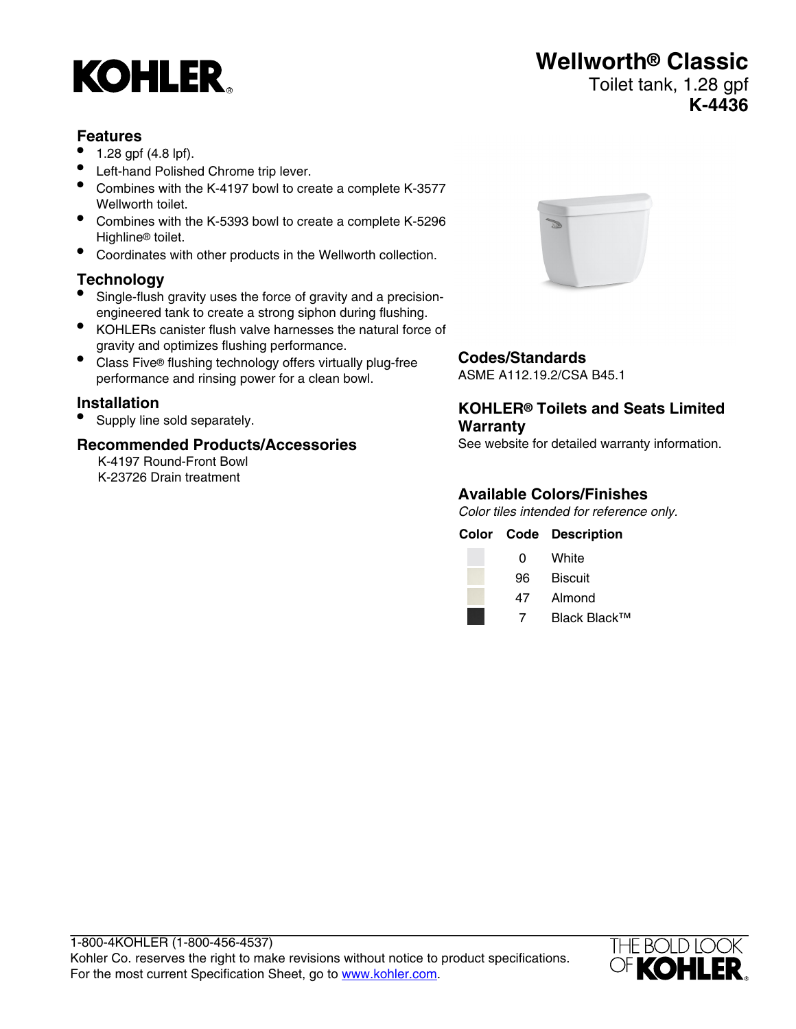KOHLER®

# Wellworth® Classic

Toilet tank, 1.28 gpf

**K-4436**

## Features

- 1.28 gpf (4.8 lpf).
- Left-hand Polished Chrome trip lever.
- Combines with the K-4197 bowl to create a complete K-3577 Wellworth toilet.
- Combines with the K-5393 bowl to create a complete K-5296 Highline® toilet.
- Coordinates with other products in the Wellworth collection.

## Technology

- Single-flush gravity uses the force of gravity and a precision-engineered tank to create a strong siphon during flushing.
- KOHLERs canister flush valve harnesses the natural force of gravity and optimizes flushing performance.
- Class Five® flushing technology offers virtually plug-free performance and rinsing power for a clean bowl.

## Installation

- Supply line sold separately.

## Recommended Products/Accessories

K-4197 Round-Front Bowl
K-23726 Drain treatment

## Codes/Standards

ASME A112.19.2/CSA B45.1

## KOHLER® Toilets and Seats Limited Warranty

See website for detailed warranty information.

## Available Colors/Finishes

*Color tiles intended for reference only.*

| Color | Code | Description |
|---|---|---|
| | 0 | White |
| | 96 | Biscuit |
| | 47 | Almond |
| | 7 | Black Black™ |

1-800-4KOHLER (1-800-456-4537)
Kohler Co. reserves the right to make revisions without notice to product specifications.
For the most current Specification Sheet, go to www.kohler.com.

THE BOLD LOOK OF KOHLER®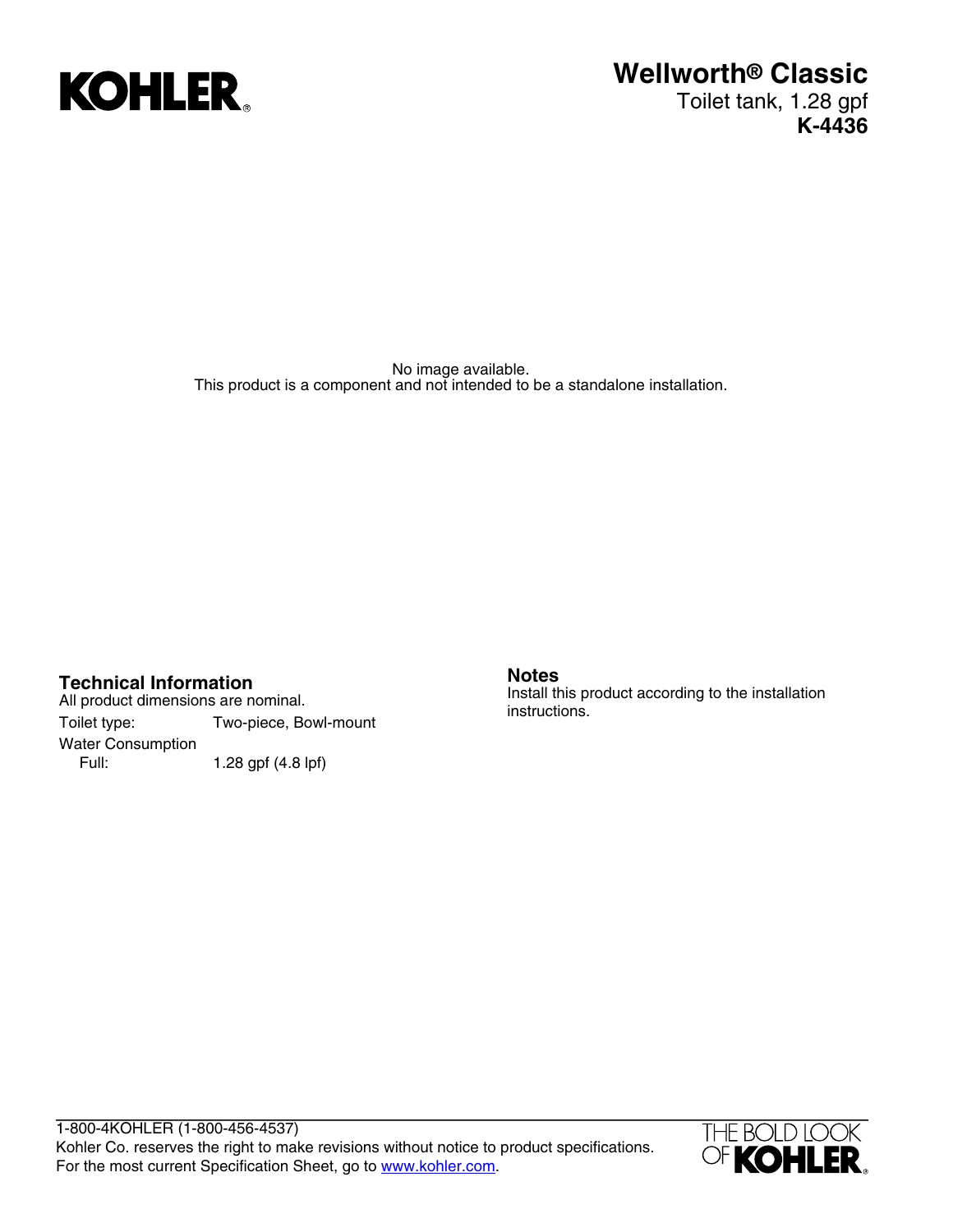# Wellworth® Classic

Toilet tank, 1.28 gpf

**K-4436**

No image available.
This product is a component and not intended to be a standalone installation.

## Technical Information

All product dimensions are nominal.

| | |
|---|---|
| Toilet type: | Two-piece, Bowl-mount |
| Water Consumption | |
| Full: | 1.28 gpf (4.8 lpf) |

## Notes

Install this product according to the installation instructions.

1-800-4KOHLER (1-800-456-4537)
Kohler Co. reserves the right to make revisions without notice to product specifications.
For the most current Specification Sheet, go to www.kohler.com.